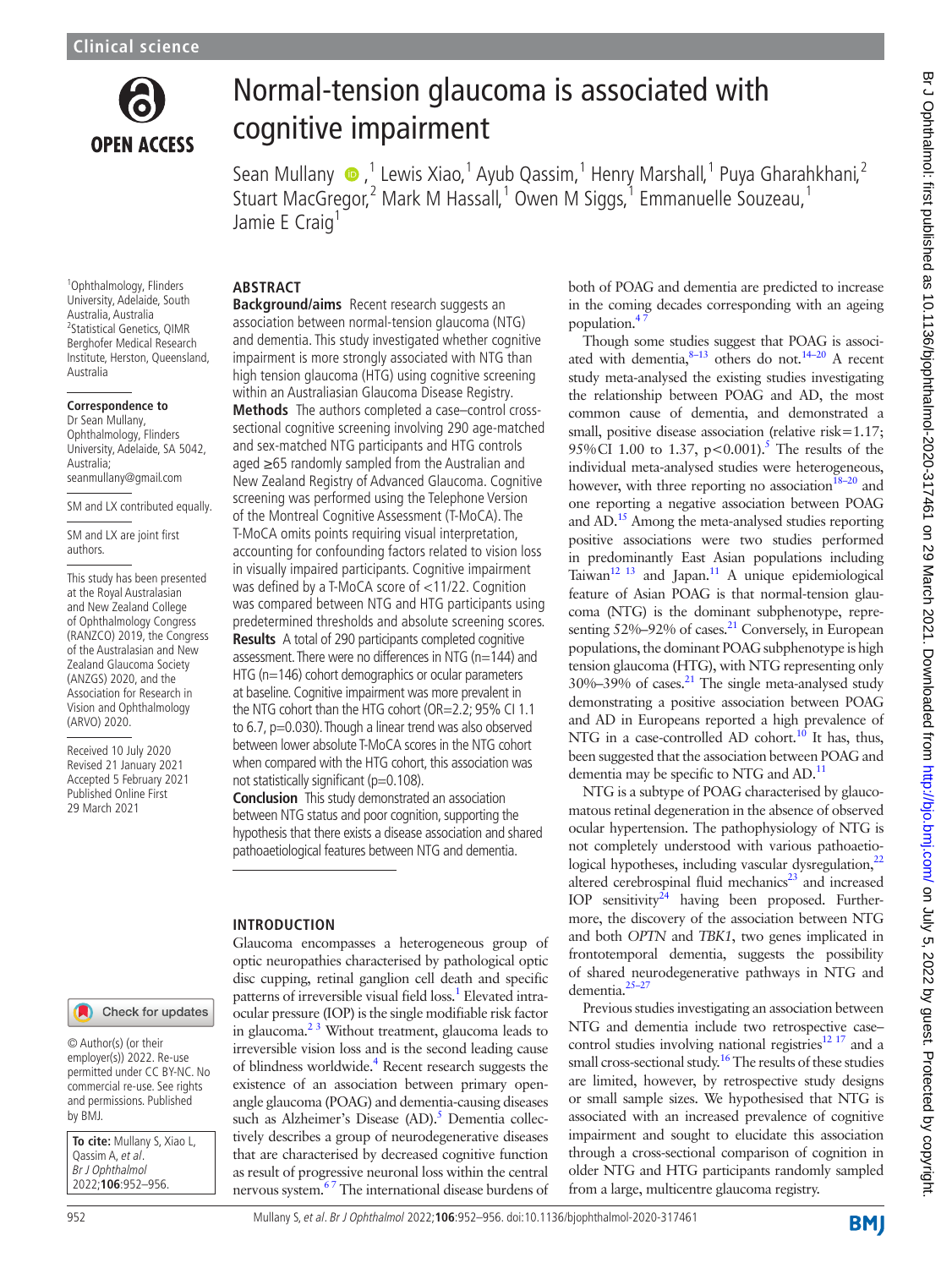# Normal-tension glaucoma is associated with cognitive impairment

Sean Mullany,[1] Lewis Xiao,[1] Ayub Qassim,[1] Henry Marshall,[1] Puya Gharahkhani,[2] Stuart MacGregor,[2] Mark M Hassall,[1] Owen M Siggs,[1] Emmanuelle Souzeau,[1] Jamie E Craig[1]

[1]Ophthalmology, Flinders University, Adelaide, South Australia, Australia
[2]Statistical Genetics, QIMR Berghofer Medical Research Institute, Herston, Queensland, Australia

**Correspondence to**
Dr Sean Mullany, Ophthalmology, Flinders University, Adelaide, SA 5042, Australia; seanmullany@gmail.com

SM and LX contributed equally.

SM and LX are joint first authors.

This study has been presented at the Royal Australasian and New Zealand College of Ophthalmology Congress (RANZCO) 2019, the Congress of the Australasian and New Zealand Glaucoma Society (ANZGS) 2020, and the Association for Research in Vision and Ophthalmology (ARVO) 2020.

Received 10 July 2020
Revised 21 January 2021
Accepted 5 February 2021
Published Online First 29 March 2021

© Author(s) (or their employer(s)) 2022. Re-use permitted under CC BY-NC. No commercial re-use. See rights and permissions. Published by BMJ.

**To cite:** Mullany S, Xiao L, Qassim A, *et al*. *Br J Ophthalmol* 2022;**106**:952–956.

## ABSTRACT

**Background/aims** Recent research suggests an association between normal-tension glaucoma (NTG) and dementia. This study investigated whether cognitive impairment is more strongly associated with NTG than high tension glaucoma (HTG) using cognitive screening within an Australiasian Glaucoma Disease Registry.

**Methods** The authors completed a case–control cross-sectional cognitive screening involving 290 age-matched and sex-matched NTG participants and HTG controls aged ≥65 randomly sampled from the Australian and New Zealand Registry of Advanced Glaucoma. Cognitive screening was performed using the Telephone Version of the Montreal Cognitive Assessment (T-MoCA). The T-MoCA omits points requiring visual interpretation, accounting for confounding factors related to vision loss in visually impaired participants. Cognitive impairment was defined by a T-MoCA score of <11/22. Cognition was compared between NTG and HTG participants using predetermined thresholds and absolute screening scores.

**Results** A total of 290 participants completed cognitive assessment. There were no differences in NTG (n=144) and HTG (n=146) cohort demographics or ocular parameters at baseline. Cognitive impairment was more prevalent in the NTG cohort than the HTG cohort (OR=2.2; 95% CI 1.1 to 6.7, p=0.030). Though a linear trend was also observed between lower absolute T-MoCA scores in the NTG cohort when compared with the HTG cohort, this association was not statistically significant (p=0.108).

**Conclusion** This study demonstrated an association between NTG status and poor cognition, supporting the hypothesis that there exists a disease association and shared pathoaetiological features between NTG and dementia.

## INTRODUCTION

Glaucoma encompasses a heterogeneous group of optic neuropathies characterised by pathological optic disc cupping, retinal ganglion cell death and specific patterns of irreversible visual field loss.[1] Elevated intraocular pressure (IOP) is the single modifiable risk factor in glaucoma.[2 3] Without treatment, glaucoma leads to irreversible vision loss and is the second leading cause of blindness worldwide.[4] Recent research suggests the existence of an association between primary open-angle glaucoma (POAG) and dementia-causing diseases such as Alzheimer's Disease (AD).[5] Dementia collectively describes a group of neurodegenerative diseases that are characterised by decreased cognitive function as result of progressive neuronal loss within the central nervous system.[6 7] The international disease burdens of both of POAG and dementia are predicted to increase in the coming decades corresponding with an ageing population.[4 7]

Though some studies suggest that POAG is associated with dementia,[8–13] others do not.[14–20] A recent study meta-analysed the existing studies investigating the relationship between POAG and AD, the most common cause of dementia, and demonstrated a small, positive disease association (relative risk=1.17; 95%CI 1.00 to 1.37, p<0.001).[5] The results of the individual meta-analysed studies were heterogeneous, however, with three reporting no association[18–20] and one reporting a negative association between POAG and AD.[15] Among the meta-analysed studies reporting positive associations were two studies performed in predominantly East Asian populations including Taiwan[12 13] and Japan.[11] A unique epidemiological feature of Asian POAG is that normal-tension glaucoma (NTG) is the dominant subphenotype, representing 52%–92% of cases.[21] Conversely, in European populations, the dominant POAG subphenotype is high tension glaucoma (HTG), with NTG representing only 30%–39% of cases.[21] The single meta-analysed study demonstrating a positive association between POAG and AD in Europeans reported a high prevalence of NTG in a case-controlled AD cohort.[10] It has, thus, been suggested that the association between POAG and dementia may be specific to NTG and AD.[11]

NTG is a subtype of POAG characterised by glaucomatous retinal degeneration in the absence of observed ocular hypertension. The pathophysiology of NTG is not completely understood with various pathoaetiological hypotheses, including vascular dysregulation,[22] altered cerebrospinal fluid mechanics[23] and increased IOP sensitivity[24] having been proposed. Furthermore, the discovery of the association between NTG and both *OPTN* and *TBK1*, two genes implicated in frontotemporal dementia, suggests the possibility of shared neurodegenerative pathways in NTG and dementia.[25–27]

Previous studies investigating an association between NTG and dementia include two retrospective case–control studies involving national registries[12 17] and a small cross-sectional study.[16] The results of these studies are limited, however, by retrospective study designs or small sample sizes. We hypothesised that NTG is associated with an increased prevalence of cognitive impairment and sought to elucidate this association through a cross-sectional comparison of cognition in older NTG and HTG participants randomly sampled from a large, multicentre glaucoma registry.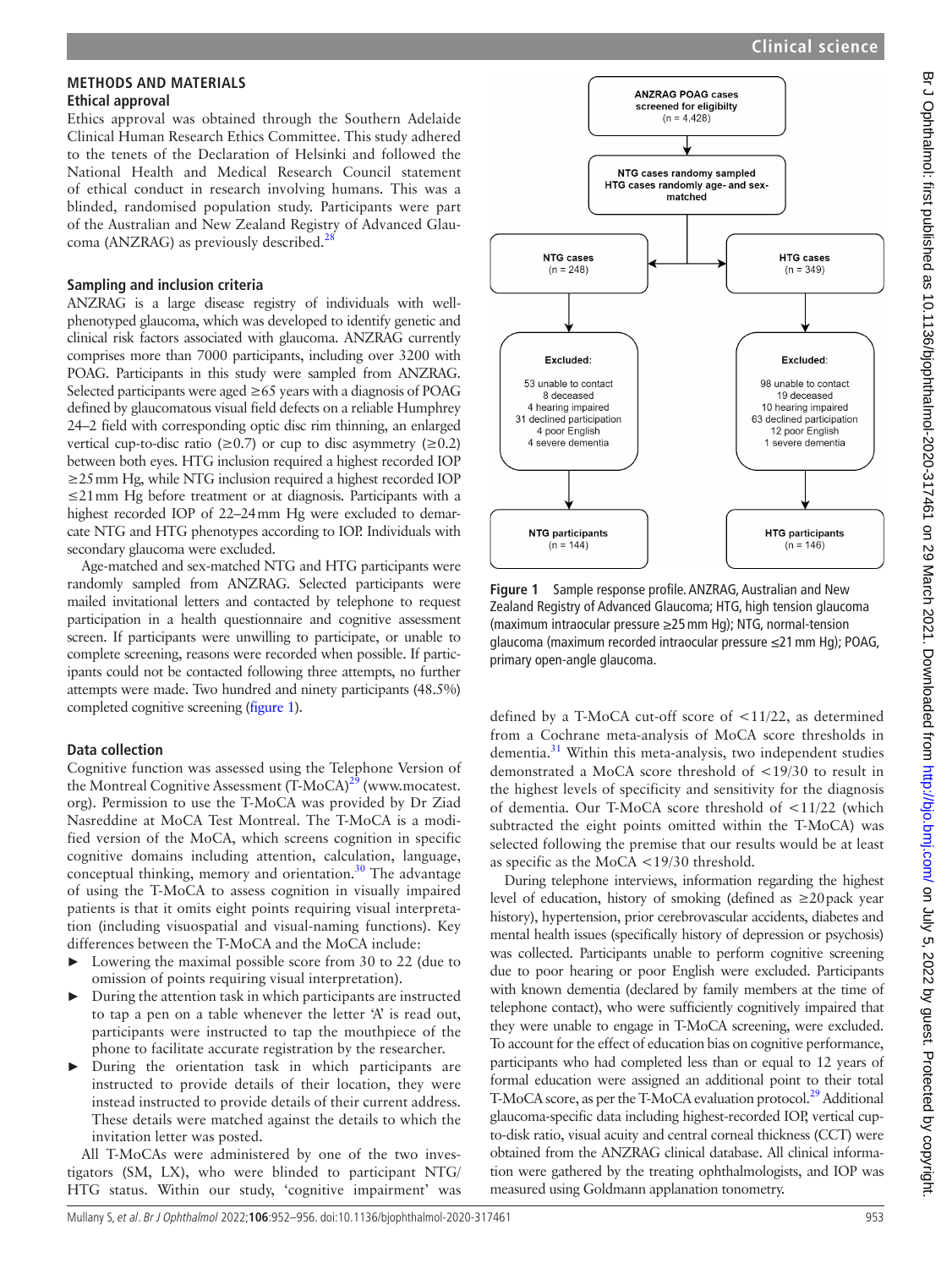## METHODS AND MATERIALS

### Ethical approval

Ethics approval was obtained through the Southern Adelaide Clinical Human Research Ethics Committee. This study adhered to the tenets of the Declaration of Helsinki and followed the National Health and Medical Research Council statement of ethical conduct in research involving humans. This was a blinded, randomised population study. Participants were part of the Australian and New Zealand Registry of Advanced Glaucoma (ANZRAG) as previously described.[28]

### Sampling and inclusion criteria

ANZRAG is a large disease registry of individuals with well-phenotyped glaucoma, which was developed to identify genetic and clinical risk factors associated with glaucoma. ANZRAG currently comprises more than 7000 participants, including over 3200 with POAG. Participants in this study were sampled from ANZRAG. Selected participants were aged ≥65 years with a diagnosis of POAG defined by glaucomatous visual field defects on a reliable Humphrey 24–2 field with corresponding optic disc rim thinning, an enlarged vertical cup-to-disc ratio (≥0.7) or cup to disc asymmetry (≥0.2) between both eyes. HTG inclusion required a highest recorded IOP ≥25 mm Hg, while NTG inclusion required a highest recorded IOP ≤21 mm Hg before treatment or at diagnosis. Participants with a highest recorded IOP of 22–24 mm Hg were excluded to demarcate NTG and HTG phenotypes according to IOP. Individuals with secondary glaucoma were excluded.

Age-matched and sex-matched NTG and HTG participants were randomly sampled from ANZRAG. Selected participants were mailed invitational letters and contacted by telephone to request participation in a health questionnaire and cognitive assessment screen. If participants were unwilling to participate, or unable to complete screening, reasons were recorded when possible. If participants could not be contacted following three attempts, no further attempts were made. Two hundred and ninety participants (48.5%) completed cognitive screening (figure 1).

### Data collection

Cognitive function was assessed using the Telephone Version of the Montreal Cognitive Assessment (T-MoCA)[29] (www.mocatest.org). Permission to use the T-MoCA was provided by Dr Ziad Nasreddine at MoCA Test Montreal. The T-MoCA is a modified version of the MoCA, which screens cognition in specific cognitive domains including attention, calculation, language, conceptual thinking, memory and orientation.[30] The advantage of using the T-MoCA to assess cognition in visually impaired patients is that it omits eight points requiring visual interpretation (including visuospatial and visual-naming functions). Key differences between the T-MoCA and the MoCA include:

- Lowering the maximal possible score from 30 to 22 (due to omission of points requiring visual interpretation).
- During the attention task in which participants are instructed to tap a pen on a table whenever the letter 'A' is read out, participants were instructed to tap the mouthpiece of the phone to facilitate accurate registration by the researcher.
- During the orientation task in which participants are instructed to provide details of their location, they were instead instructed to provide details of their current address. These details were matched against the details to which the invitation letter was posted.

All T-MoCAs were administered by one of the two investigators (SM, LX), who were blinded to participant NTG/HTG status. Within our study, 'cognitive impairment' was defined by a T-MoCA cut-off score of <11/22, as determined from a Cochrane meta-analysis of MoCA score thresholds in dementia.[31] Within this meta-analysis, two independent studies demonstrated a MoCA score threshold of <19/30 to result in the highest levels of specificity and sensitivity for the diagnosis of dementia. Our T-MoCA score threshold of <11/22 (which subtracted the eight points omitted within the T-MoCA) was selected following the premise that our results would be at least as specific as the MoCA <19/30 threshold.

During telephone interviews, information regarding the highest level of education, history of smoking (defined as ≥20 pack year history), hypertension, prior cerebrovascular accidents, diabetes and mental health issues (specifically history of depression or psychosis) was collected. Participants unable to perform cognitive screening due to poor hearing or poor English were excluded. Participants with known dementia (declared by family members at the time of telephone contact), who were sufficiently cognitively impaired that they were unable to engage in T-MoCA screening, were excluded. To account for the effect of education bias on cognitive performance, participants who had completed less than or equal to 12 years of formal education were assigned an additional point to their total T-MoCA score, as per the T-MoCA evaluation protocol.[29] Additional glaucoma-specific data including highest-recorded IOP, vertical cup-to-disk ratio, visual acuity and central corneal thickness (CCT) were obtained from the ANZRAG clinical database. All clinical information were gathered by the treating ophthalmologists, and IOP was measured using Goldmann applanation tonometry.

ANZRAG POAG cases screened for eligibility (n = 4,428)
→ NTG cases randomy sampled; HTG cases randomly age- and sex-matched
→ NTG cases (n = 248) | HTG cases (n = 349)

Excluded (NTG): 53 unable to contact; 8 deceased; 4 hearing impaired; 31 declined participation; 4 poor English; 4 severe dementia
Excluded (HTG): 98 unable to contact; 19 deceased; 10 hearing impaired; 63 declined participation; 12 poor English; 1 severe dementia

NTG participants (n = 144) | HTG participants (n = 146)

**Figure 1** Sample response profile. ANZRAG, Australian and New Zealand Registry of Advanced Glaucoma; HTG, high tension glaucoma (maximum intraocular pressure ≥25 mm Hg); NTG, normal-tension glaucoma (maximum recorded intraocular pressure ≤21 mm Hg); POAG, primary open-angle glaucoma.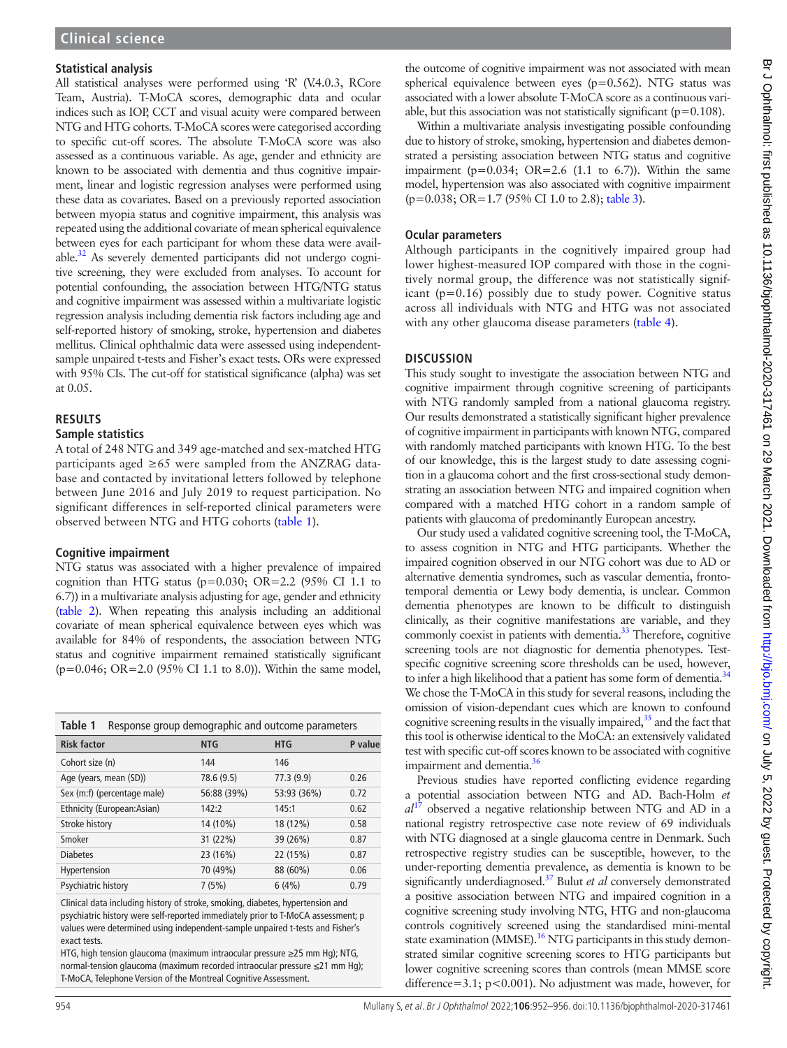### Statistical analysis

All statistical analyses were performed using 'R' (V.4.0.3, RCore Team, Austria). T-MoCA scores, demographic data and ocular indices such as IOP, CCT and visual acuity were compared between NTG and HTG cohorts. T-MoCA scores were categorised according to specific cut-off scores. The absolute T-MoCA score was also assessed as a continuous variable. As age, gender and ethnicity are known to be associated with dementia and thus cognitive impairment, linear and logistic regression analyses were performed using these data as covariates. Based on a previously reported association between myopia status and cognitive impairment, this analysis was repeated using the additional covariate of mean spherical equivalence between eyes for each participant for whom these data were available.[32] As severely demented participants did not undergo cognitive screening, they were excluded from analyses. To account for potential confounding, the association between HTG/NTG status and cognitive impairment was assessed within a multivariate logistic regression analysis including dementia risk factors including age and self-reported history of smoking, stroke, hypertension and diabetes mellitus. Clinical ophthalmic data were assessed using independent-sample unpaired t-tests and Fisher's exact tests. ORs were expressed with 95% CIs. The cut-off for statistical significance (alpha) was set at 0.05.

## RESULTS

### Sample statistics

A total of 248 NTG and 349 age-matched and sex-matched HTG participants aged ≥65 were sampled from the ANZRAG database and contacted by invitational letters followed by telephone between June 2016 and July 2019 to request participation. No significant differences in self-reported clinical parameters were observed between NTG and HTG cohorts (table 1).

### Cognitive impairment

NTG status was associated with a higher prevalence of impaired cognition than HTG status (p=0.030; OR=2.2 (95% CI 1.1 to 6.7)) in a multivariate analysis adjusting for age, gender and ethnicity (table 2). When repeating this analysis including an additional covariate of mean spherical equivalence between eyes which was available for 84% of respondents, the association between NTG status and cognitive impairment remained statistically significant (p=0.046; OR=2.0 (95% CI 1.1 to 8.0)). Within the same model, the outcome of cognitive impairment was not associated with mean spherical equivalence between eyes (p=0.562). NTG status was associated with a lower absolute T-MoCA score as a continuous variable, but this association was not statistically significant (p=0.108).

Within a multivariate analysis investigating possible confounding due to history of stroke, smoking, hypertension and diabetes demonstrated a persisting association between NTG status and cognitive impairment (p=0.034; OR=2.6 (1.1 to 6.7)). Within the same model, hypertension was also associated with cognitive impairment (p=0.038; OR=1.7 (95% CI 1.0 to 2.8); table 3).

**Table 1** Response group demographic and outcome parameters

| Risk factor | NTG | HTG | P value |
|---|---|---|---|
| Cohort size (n) | 144 | 146 | |
| Age (years, mean (SD)) | 78.6 (9.5) | 77.3 (9.9) | 0.26 |
| Sex (m:f) (percentage male) | 56:88 (39%) | 53:93 (36%) | 0.72 |
| Ethnicity (European:Asian) | 142:2 | 145:1 | 0.62 |
| Stroke history | 14 (10%) | 18 (12%) | 0.58 |
| Smoker | 31 (22%) | 39 (26%) | 0.87 |
| Diabetes | 23 (16%) | 22 (15%) | 0.87 |
| Hypertension | 70 (49%) | 88 (60%) | 0.06 |
| Psychiatric history | 7 (5%) | 6 (4%) | 0.79 |

Clinical data including history of stroke, smoking, diabetes, hypertension and psychiatric history were self-reported immediately prior to T-MoCA assessment; p values were determined using independent-sample unpaired t-tests and Fisher's exact tests.

HTG, high tension glaucoma (maximum intraocular pressure ≥25 mm Hg); NTG, normal-tension glaucoma (maximum recorded intraocular pressure ≤21 mm Hg); T-MoCA, Telephone Version of the Montreal Cognitive Assessment.

### Ocular parameters

Although participants in the cognitively impaired group had lower highest-measured IOP compared with those in the cognitively normal group, the difference was not statistically significant (p=0.16) possibly due to study power. Cognitive status across all individuals with NTG and HTG was not associated with any other glaucoma disease parameters (table 4).

## DISCUSSION

This study sought to investigate the association between NTG and cognitive impairment through cognitive screening of participants with NTG randomly sampled from a national glaucoma registry. Our results demonstrated a statistically significant higher prevalence of cognitive impairment in participants with known NTG, compared with randomly matched participants with known HTG. To the best of our knowledge, this is the largest study to date assessing cognition in a glaucoma cohort and the first cross-sectional study demonstrating an association between NTG and impaired cognition when compared with a matched HTG cohort in a random sample of patients with glaucoma of predominantly European ancestry.

Our study used a validated cognitive screening tool, the T-MoCA, to assess cognition in NTG and HTG participants. Whether the impaired cognition observed in our NTG cohort was due to AD or alternative dementia syndromes, such as vascular dementia, frontotemporal dementia or Lewy body dementia, is unclear. Common dementia phenotypes are known to be difficult to distinguish clinically, as their cognitive manifestations are variable, and they commonly coexist in patients with dementia.[33] Therefore, cognitive screening tools are not diagnostic for dementia phenotypes. Test-specific cognitive screening score thresholds can be used, however, to infer a high likelihood that a patient has some form of dementia.[34] We chose the T-MoCA in this study for several reasons, including the omission of vision-dependant cues which are known to confound cognitive screening results in the visually impaired,[35] and the fact that this tool is otherwise identical to the MoCA: an extensively validated test with specific cut-off scores known to be associated with cognitive impairment and dementia.[36]

Previous studies have reported conflicting evidence regarding a potential association between NTG and AD. Bach-Holm *et al*[17] observed a negative relationship between NTG and AD in a national registry retrospective case note review of 69 individuals with NTG diagnosed at a single glaucoma centre in Denmark. Such retrospective registry studies can be susceptible, however, to the under-reporting dementia prevalence, as dementia is known to be significantly underdiagnosed.[37] Bulut *et al* conversely demonstrated a positive association between NTG and impaired cognition in a cognitive screening study involving NTG, HTG and non-glaucoma controls cognitively screened using the standardised mini-mental state examination (MMSE).[16] NTG participants in this study demonstrated similar cognitive screening scores to HTG participants but lower cognitive screening scores than controls (mean MMSE score difference=3.1; p<0.001). No adjustment was made, however, for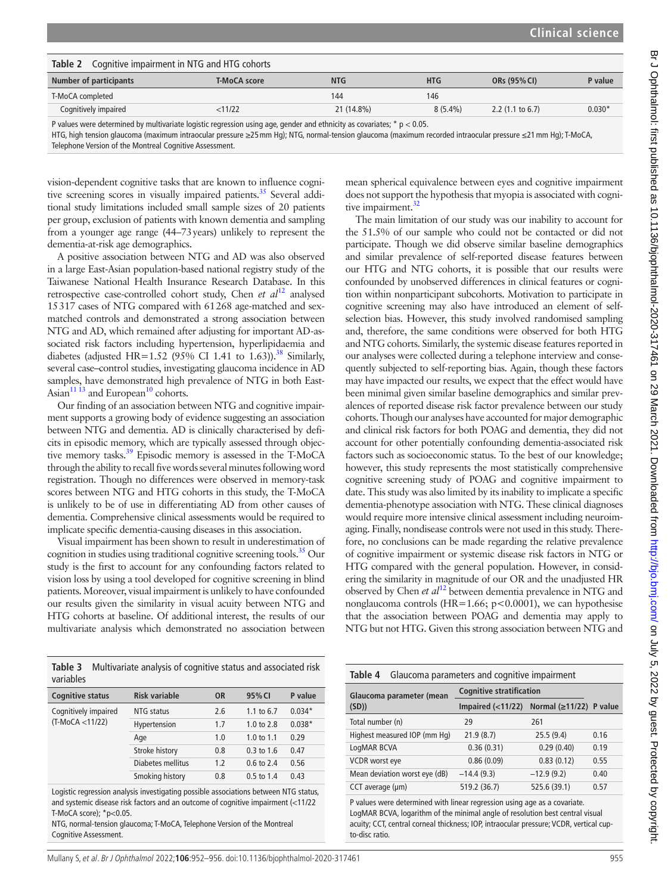**Table 2** Cognitive impairment in NTG and HTG cohorts

| Number of participants | T-MoCA score | NTG | HTG | ORs (95% CI) | P value |
|---|---|---|---|---|---|
| T-MoCA completed | | 144 | 146 | | |
| Cognitively impaired | <11/22 | 21 (14.8%) | 8 (5.4%) | 2.2 (1.1 to 6.7) | 0.030* |

P values were determined by multivariate logistic regression using age, gender and ethnicity as covariates; * p < 0.05.
HTG, high tension glaucoma (maximum intraocular pressure ≥25 mm Hg); NTG, normal-tension glaucoma (maximum recorded intraocular pressure ≤21 mm Hg); T-MoCA, Telephone Version of the Montreal Cognitive Assessment.

vision-dependent cognitive tasks that are known to influence cognitive screening scores in visually impaired patients.[35] Several additional study limitations included small sample sizes of 20 patients per group, exclusion of patients with known dementia and sampling from a younger age range (44–73 years) unlikely to represent the dementia-at-risk age demographics.

A positive association between NTG and AD was also observed in a large East-Asian population-based national registry study of the Taiwanese National Health Insurance Research Database. In this retrospective case-controlled cohort study, Chen *et al*[12] analysed 15 317 cases of NTG compared with 61 268 age-matched and sex-matched controls and demonstrated a strong association between NTG and AD, which remained after adjusting for important AD-associated risk factors including hypertension, hyperlipidaemia and diabetes (adjusted HR=1.52 (95% CI 1.41 to 1.63)).[38] Similarly, several case–control studies, investigating glaucoma incidence in AD samples, have demonstrated high prevalence of NTG in both East-Asian[11 13] and European[10] cohorts.

Our finding of an association between NTG and cognitive impairment supports a growing body of evidence suggesting an association between NTG and dementia. AD is clinically characterised by deficits in episodic memory, which are typically assessed through objective memory tasks.[39] Episodic memory is assessed in the T-MoCA through the ability to recall five words several minutes following word registration. Though no differences were observed in memory-task scores between NTG and HTG cohorts in this study, the T-MoCA is unlikely to be of use in differentiating AD from other causes of dementia. Comprehensive clinical assessments would be required to implicate specific dementia-causing diseases in this association.

Visual impairment has been shown to result in underestimation of cognition in studies using traditional cognitive screening tools.[35] Our study is the first to account for any confounding factors related to vision loss by using a tool developed for cognitive screening in blind patients. Moreover, visual impairment is unlikely to have confounded our results given the similarity in visual acuity between NTG and HTG cohorts at baseline. Of additional interest, the results of our multivariate analysis which demonstrated no association between mean spherical equivalence between eyes and cognitive impairment does not support the hypothesis that myopia is associated with cognitive impairment.[32]

The main limitation of our study was our inability to account for the 51.5% of our sample who could not be contacted or did not participate. Though we did observe similar baseline demographics and similar prevalence of self-reported disease features between our HTG and NTG cohorts, it is possible that our results were confounded by unobserved differences in clinical features or cognition within nonparticipant subcohorts. Motivation to participate in cognitive screening may also have introduced an element of self-selection bias. However, this study involved randomised sampling and, therefore, the same conditions were observed for both HTG and NTG cohorts. Similarly, the systemic disease features reported in our analyses were collected during a telephone interview and consequently subjected to self-reporting bias. Again, though these factors may have impacted our results, we expect that the effect would have been minimal given similar baseline demographics and similar prevalences of reported disease risk factor prevalence between our study cohorts. Though our analyses have accounted for major demographic and clinical risk factors for both POAG and dementia, they did not account for other potentially confounding dementia-associated risk factors such as socioeconomic status. To the best of our knowledge; however, this study represents the most statistically comprehensive cognitive screening study of POAG and cognitive impairment to date. This study was also limited by its inability to implicate a specific dementia-phenotype association with NTG. These clinical diagnoses would require more intensive clinical assessment including neuroimaging. Finally, nondisease controls were not used in this study. Therefore, no conclusions can be made regarding the relative prevalence of cognitive impairment or systemic disease risk factors in NTG or HTG compared with the general population. However, in considering the similarity in magnitude of our OR and the unadjusted HR observed by Chen *et al*[12] between dementia prevalence in NTG and nonglaucoma controls (HR=1.66; p<0.0001), we can hypothesise that the association between POAG and dementia may apply to NTG but not HTG. Given this strong association between NTG and

**Table 3** Multivariate analysis of cognitive status and associated risk variables

| Cognitive status | Risk variable | OR | 95% CI | P value |
|---|---|---|---|---|
| Cognitively impaired (T-MoCA <11/22) | NTG status | 2.6 | 1.1 to 6.7 | 0.034* |
| | Hypertension | 1.7 | 1.0 to 2.8 | 0.038* |
| | Age | 1.0 | 1.0 to 1.1 | 0.29 |
| | Stroke history | 0.8 | 0.3 to 1.6 | 0.47 |
| | Diabetes mellitus | 1.2 | 0.6 to 2.4 | 0.56 |
| | Smoking history | 0.8 | 0.5 to 1.4 | 0.43 |

Logistic regression analysis investigating possible associations between NTG status, and systemic disease risk factors and an outcome of cognitive impairment (<11/22 T-MoCA score); *p<0.05.
NTG, normal-tension glaucoma; T-MoCA, Telephone Version of the Montreal Cognitive Assessment.

**Table 4** Glaucoma parameters and cognitive impairment

| Glaucoma parameter (mean (SD)) | Cognitive stratification | | |
|---|---|---|---|
| | Impaired (<11/22) | Normal (≥11/22) | P value |
| Total number (n) | 29 | 261 | |
| Highest measured IOP (mm Hg) | 21.9 (8.7) | 25.5 (9.4) | 0.16 |
| LogMAR BCVA | 0.36 (0.31) | 0.29 (0.40) | 0.19 |
| VCDR worst eye | 0.86 (0.09) | 0.83 (0.12) | 0.55 |
| Mean deviation worst eye (dB) | −14.4 (9.3) | −12.9 (9.2) | 0.40 |
| CCT average (µm) | 519.2 (36.7) | 525.6 (39.1) | 0.57 |

P values were determined with linear regression using age as a covariate.
LogMAR BCVA, logarithm of the minimal angle of resolution best central visual acuity; CCT, central corneal thickness; IOP, intraocular pressure; VCDR, vertical cup-to-disc ratio.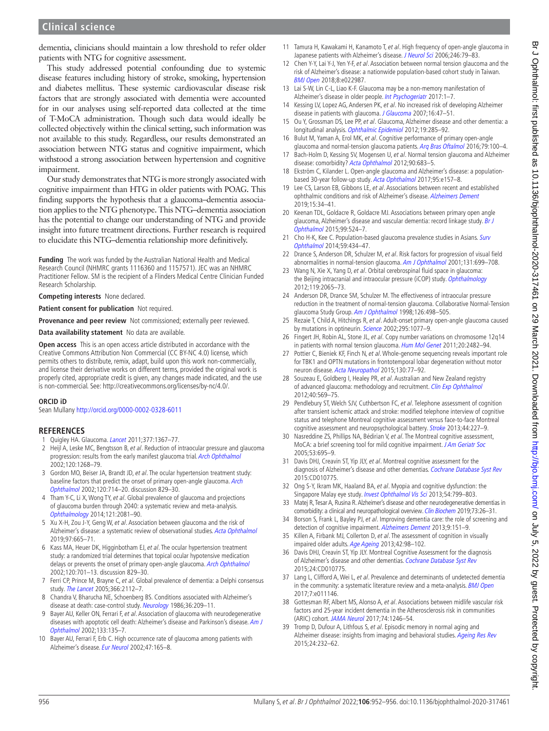dementia, clinicians should maintain a low threshold to refer older patients with NTG for cognitive assessment.

This study addressed potential confounding due to systemic disease features including history of stroke, smoking, hypertension and diabetes mellitus. These systemic cardiovascular disease risk factors that are strongly associated with dementia were accounted for in our analyses using self-reported data collected at the time of T-MoCA administration. Though such data would ideally be collected objectively within the clinical setting, such information was not available to this study. Regardless, our results demonstrated an association between NTG status and cognitive impairment, which withstood a strong association between hypertension and cognitive impairment.

Our study demonstrates that NTG is more strongly associated with cognitive impairment than HTG in older patients with POAG. This finding supports the hypothesis that a glaucoma–dementia association applies to the NTG phenotype. This NTG–dementia association has the potential to change our understanding of NTG and provide insight into future treatment directions. Further research is required to elucidate this NTG–dementia relationship more definitively.

**Funding** The work was funded by the Australian National Health and Medical Research Council (NHMRC grants 1116360 and 1157571). JEC was an NHMRC Practitioner Fellow. SM is the recipient of a Flinders Medical Centre Clinician Funded Research Scholarship.

**Competing interests** None declared.

**Patient consent for publication** Not required.

**Provenance and peer review** Not commissioned; externally peer reviewed.

**Data availability statement** No data are available.

**Open access** This is an open access article distributed in accordance with the Creative Commons Attribution Non Commercial (CC BY-NC 4.0) license, which permits others to distribute, remix, adapt, build upon this work non-commercially, and license their derivative works on different terms, provided the original work is properly cited, appropriate credit is given, any changes made indicated, and the use is non-commercial. See: http://creativecommons.org/licenses/by-nc/4.0/.

**ORCID iD**

Sean Mullany http://orcid.org/0000-0002-0328-6011

## REFERENCES

1. Quigley HA. Glaucoma. *Lancet* 2011;377:1367–77.
2. Heijl A, Leske MC, Bengtsson B, *et al*. Reduction of intraocular pressure and glaucoma progression: results from the early manifest glaucoma trial. *Arch Ophthalmol* 2002;120:1268–79.
3. Gordon MO, Beiser JA, Brandt JD, *et al*. The ocular hypertension treatment study: baseline factors that predict the onset of primary open-angle glaucoma. *Arch Ophthalmol* 2002;120:714–20. discussion 829–30.
4. Tham Y-C, Li X, Wong TY, *et al*. Global prevalence of glaucoma and projections of glaucoma burden through 2040: a systematic review and meta-analysis. *Ophthalmology* 2014;121:2081–90.
5. Xu X-H, Zou J-Y, Geng W, *et al*. Association between glaucoma and the risk of Alzheimer's disease: a systematic review of observational studies. *Acta Ophthalmol* 2019;97:665–71.
6. Kass MA, Heuer DK, Higginbotham EJ, *et al*. The ocular hypertension treatment study: a randomized trial determines that topical ocular hypotensive medication delays or prevents the onset of primary open-angle glaucoma. *Arch Ophthalmol* 2002;120:701–13. discussion 829–30.
7. Ferri CP, Prince M, Brayne C, *et al*. Global prevalence of dementia: a Delphi consensus study. *The Lancet* 2005;366:2112–7.
8. Chandra V, Bharucha NE, Schoenberg BS. Conditions associated with Alzheimer's disease at death: case-control study. *Neurology* 1986;36:209–11.
9. Bayer AU, Keller ON, Ferrari F, *et al*. Association of glaucoma with neurodegenerative diseases with apoptotic cell death: Alzheimer's disease and Parkinson's disease. *Am J Ophthalmol* 2002;133:135–7.
10. Bayer AU, Ferrari F, Erb C. High occurrence rate of glaucoma among patients with Alzheimer's disease. *Eur Neurol* 2002;47:165–8.
11. Tamura H, Kawakami H, Kanamoto T, *et al*. High frequency of open-angle glaucoma in Japanese patients with Alzheimer's disease. *J Neurol Sci* 2006;246:79–83.
12. Chen Y-Y, Lai Y-J, Yen Y-F, *et al*. Association between normal tension glaucoma and the risk of Alzheimer's disease: a nationwide population-based cohort study in Taiwan. *BMJ Open* 2018;8:e022987.
13. Lai S-W, Lin C-L, Liao K-F. Glaucoma may be a non-memory manifestation of Alzheimer's disease in older people. *Int Psychogeriatr* 2017:1–7.
14. Kessing LV, Lopez AG, Andersen PK, *et al*. No increased risk of developing Alzheimer disease in patients with glaucoma. *J Glaucoma* 2007;16:47–51.
15. Ou Y, Grossman DS, Lee PP, *et al*. Glaucoma, Alzheimer disease and other dementia: a longitudinal analysis. *Ophthalmic Epidemiol* 2012;19:285–92.
16. Bulut M, Yaman A, Erol MK, *et al*. Cognitive performance of primary open-angle glaucoma and normal-tension glaucoma patients. *Arq Bras Oftalmol* 2016;79:100–4.
17. Bach-Holm D, Kessing SV, Mogensen U, *et al*. Normal tension glaucoma and Alzheimer disease: comorbidity? *Acta Ophthalmol* 2012;90:683–5.
18. Ekström C, Kilander L. Open-angle glaucoma and Alzheimer's disease: a population-based 30-year follow-up study. *Acta Ophthalmol* 2017;95:e157–8.
19. Lee CS, Larson EB, Gibbons LE, *et al*. Associations between recent and established ophthalmic conditions and risk of Alzheimer's disease. *Alzheimers Dement* 2019;15:34–41.
20. Keenan TDL, Goldacre R, Goldacre MJ. Associations between primary open angle glaucoma, Alzheimer's disease and vascular dementia: record linkage study. *Br J Ophthalmol* 2015;99:524–7.
21. Cho H-K, Kee C. Population-based glaucoma prevalence studies in Asians. *Surv Ophthalmol* 2014;59:434–47.
22. Drance S, Anderson DR, Schulzer M, *et al*. Risk factors for progression of visual field abnormalities in normal-tension glaucoma. *Am J Ophthalmol* 2001;131:699–708.
23. Wang N, Xie X, Yang D, *et al*. Orbital cerebrospinal fluid space in glaucoma: the Beijing intracranial and intraocular pressure (iCOP) study. *Ophthalmology* 2012;119:2065–73.
24. Anderson DR, Drance SM, Schulzer M. The effectiveness of intraocular pressure reduction in the treatment of normal-tension glaucoma. Collaborative Normal-Tension glaucoma Study Group. *Am J Ophthalmol* 1998;126:498–505.
25. Rezaie T, Child A, Hitchings R, *et al*. Adult-onset primary open-angle glaucoma caused by mutations in optineurin. *Science* 2002;295:1077–9.
26. Fingert JH, Robin AL, Stone JL, *et al*. Copy number variations on chromosome 12q14 in patients with normal tension glaucoma. *Hum Mol Genet* 2011;20:2482–94.
27. Pottier C, Bieniek KF, Finch N, *et al*. Whole-genome sequencing reveals important role for TBK1 and OPTN mutations in frontotemporal lobar degeneration without motor neuron disease. *Acta Neuropathol* 2015;130:77–92.
28. Souzeau E, Goldberg I, Healey PR, *et al*. Australian and New Zealand registry of advanced glaucoma: methodology and recruitment. *Clin Exp Ophthalmol* 2012;40:569–75.
29. Pendlebury ST, Welch SJV, Cuthbertson FC, *et al*. Telephone assessment of cognition after transient ischemic attack and stroke: modified telephone interview of cognitive status and telephone Montreal cognitive assessment versus face-to-face Montreal cognitive assessment and neuropsychological battery. *Stroke* 2013;44:227–9.
30. Nasreddine ZS, Phillips NA, Bédirian V, *et al*. The Montreal cognitive assessment, MoCA: a brief screening tool for mild cognitive impairment. *J Am Geriatr Soc* 2005;53:695–9.
31. Davis DHJ, Creavin ST, Yip JLY, *et al*. Montreal cognitive assessment for the diagnosis of Alzheimer's disease and other dementias. *Cochrane Database Syst Rev* 2015:CD010775.
32. Ong S-Y, Ikram MK, Haaland BA, *et al*. Myopia and cognitive dysfunction: the Singapore Malay eye study. *Invest Ophthalmol Vis Sci* 2013;54:799–803.
33. Matej R, Tesar A, Rusina R. Alzheimer's disease and other neurodegenerative dementias in comorbidity: a clinical and neuropathological overview. *Clin Biochem* 2019;73:26–31.
34. Borson S, Frank L, Bayley PJ, *et al*. Improving dementia care: the role of screening and detection of cognitive impairment. *Alzheimers Dement* 2013;9:151–9.
35. Killen A, Firbank MJ, Collerton D, *et al*. The assessment of cognition in visually impaired older adults. *Age Ageing* 2013;42:98–102.
36. Davis DHJ, Creavin ST, Yip JLY. Montreal Cognitive Assessment for the diagnosis of Alzheimer's disease and other dementias. *Cochrane Database Syst Rev* 2015;24:CD010775.
37. Lang L, Clifford A, Wei L, *et al*. Prevalence and determinants of undetected dementia in the community: a systematic literature review and a meta-analysis. *BMJ Open* 2017;7:e011146.
38. Gottesman RF, Albert MS, Alonso A, *et al*. Associations between midlife vascular risk factors and 25-year incident dementia in the Atherosclerosis risk in communities (ARIC) cohort. *JAMA Neurol* 2017;74:1246–54.
39. Tromp D, Dufour A, Lithfous S, *et al*. Episodic memory in normal aging and Alzheimer disease: insights from imaging and behavioral studies. *Ageing Res Rev* 2015;24:232–62.